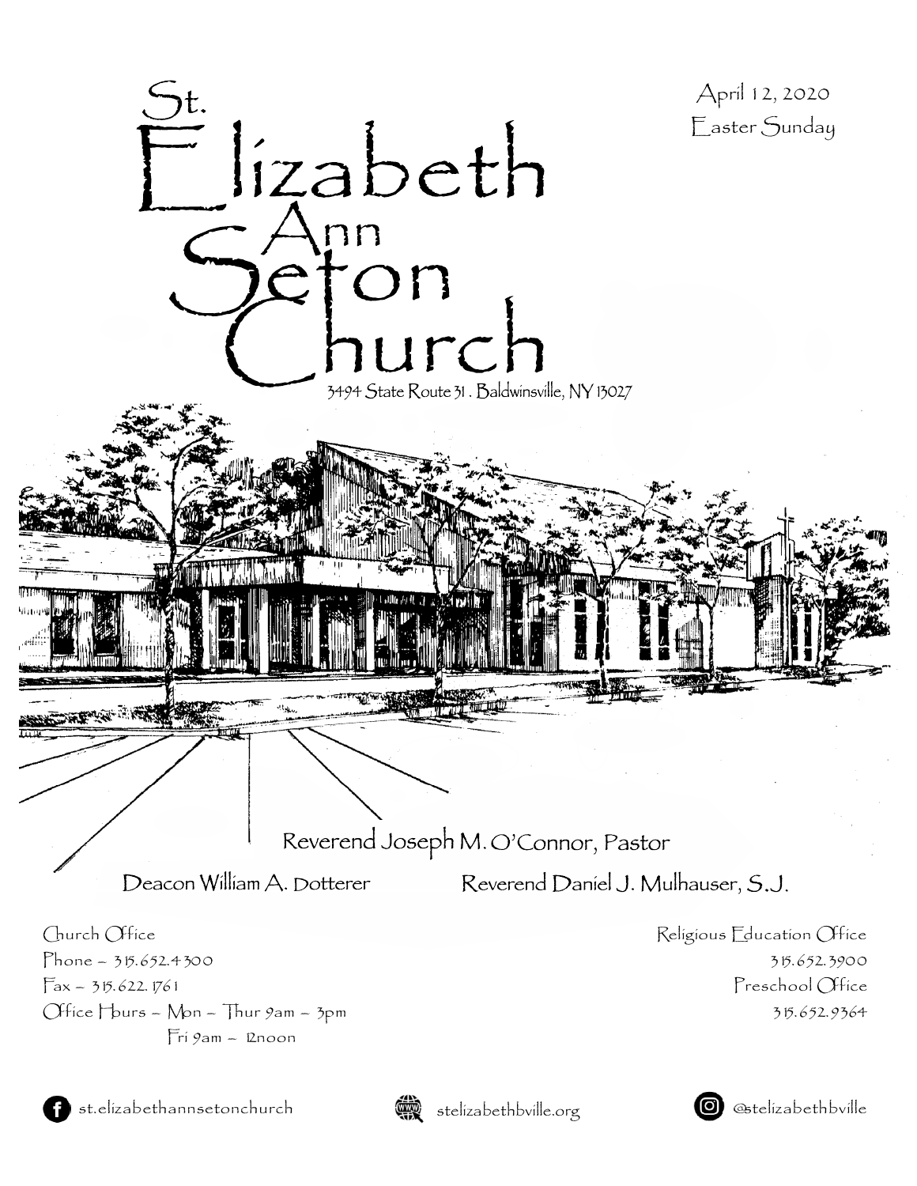# St. Elizabeth Ann Seton Church

3494 State Route 31 . Baldwinsville, NY 13027

April 12, 2020
Easter Sunday

Reverend Joseph M. O'Connor, Pastor

Deacon William A. Dotterer

Reverend Daniel J. Mulhauser, S.J.

Church Office
Phone – 315.652.4300
Fax – 315.622.1761
Office Hours – Mon – Thur 9am – 3pm
Fri 9am – 12noon

Religious Education Office
315.652.3900
Preschool Office
315.652.9364

st.elizabethannsetonchurch

stelizabethbville.org

@stelizabethbville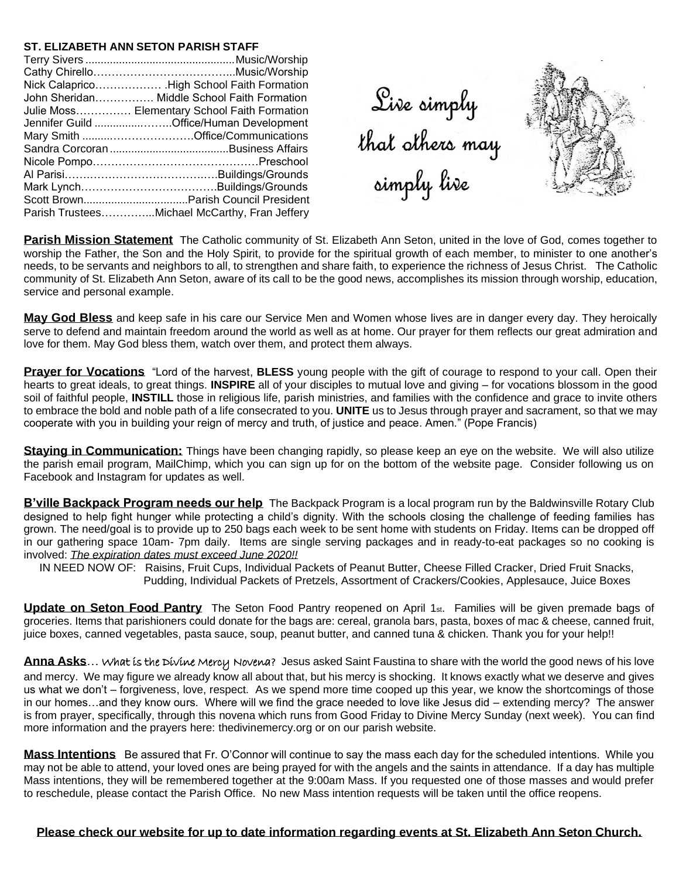**ST. ELIZABETH ANN SETON PARISH STAFF**

Terry Sivers ................................................Music/Worship
Cathy Chirello…………………………………..Music/Worship
Nick Calaprico……………… .High School Faith Formation
John Sheridan……………. Middle School Faith Formation
Julie Moss…………… Elementary School Faith Formation
Jennifer Guild ...............……..Office/Human Development
Mary Smith ........……………………Office/Communications
Sandra Corcoran .......................................Business Affairs
Nicole Pompo………………………………………Preschool
Al Parisi……………………………….……Buildings/Grounds
Mark Lynch……………………………….Buildings/Grounds
Scott Brown..................................Parish Council President
Parish Trustees…………...Michael McCarthy, Fran Jeffery

Live simply that others may simply live

**Parish Mission Statement** The Catholic community of St. Elizabeth Ann Seton, united in the love of God, comes together to worship the Father, the Son and the Holy Spirit, to provide for the spiritual growth of each member, to minister to one another's needs, to be servants and neighbors to all, to strengthen and share faith, to experience the richness of Jesus Christ. The Catholic community of St. Elizabeth Ann Seton, aware of its call to be the good news, accomplishes its mission through worship, education, service and personal example.

**May God Bless** and keep safe in his care our Service Men and Women whose lives are in danger every day. They heroically serve to defend and maintain freedom around the world as well as at home. Our prayer for them reflects our great admiration and love for them. May God bless them, watch over them, and protect them always.

**Prayer for Vocations** "Lord of the harvest, **BLESS** young people with the gift of courage to respond to your call. Open their hearts to great ideals, to great things. **INSPIRE** all of your disciples to mutual love and giving – for vocations blossom in the good soil of faithful people, **INSTILL** those in religious life, parish ministries, and families with the confidence and grace to invite others to embrace the bold and noble path of a life consecrated to you. **UNITE** us to Jesus through prayer and sacrament, so that we may cooperate with you in building your reign of mercy and truth, of justice and peace. Amen." (Pope Francis)

**Staying in Communication:** Things have been changing rapidly, so please keep an eye on the website. We will also utilize the parish email program, MailChimp, which you can sign up for on the bottom of the website page. Consider following us on Facebook and Instagram for updates as well.

**B'ville Backpack Program needs our help** The Backpack Program is a local program run by the Baldwinsville Rotary Club designed to help fight hunger while protecting a child's dignity. With the schools closing the challenge of feeding families has grown. The need/goal is to provide up to 250 bags each week to be sent home with students on Friday. Items can be dropped off in our gathering space 10am- 7pm daily. Items are single serving packages and in ready-to-eat packages so no cooking is involved: *The expiration dates must exceed June 2020!!*

IN NEED NOW OF: Raisins, Fruit Cups, Individual Packets of Peanut Butter, Cheese Filled Cracker, Dried Fruit Snacks, Pudding, Individual Packets of Pretzels, Assortment of Crackers/Cookies, Applesauce, Juice Boxes

**Update on Seton Food Pantry** The Seton Food Pantry reopened on April 1st. Families will be given premade bags of groceries. Items that parishioners could donate for the bags are: cereal, granola bars, pasta, boxes of mac & cheese, canned fruit, juice boxes, canned vegetables, pasta sauce, soup, peanut butter, and canned tuna & chicken. Thank you for your help!!

**Anna Asks**… What is the Divine Mercy Novena? Jesus asked Saint Faustina to share with the world the good news of his love and mercy. We may figure we already know all about that, but his mercy is shocking. It knows exactly what we deserve and gives us what we don't – forgiveness, love, respect. As we spend more time cooped up this year, we know the shortcomings of those in our homes…and they know ours. Where will we find the grace needed to love like Jesus did – extending mercy? The answer is from prayer, specifically, through this novena which runs from Good Friday to Divine Mercy Sunday (next week). You can find more information and the prayers here: thedivinemercy.org or on our parish website.

**Mass Intentions** Be assured that Fr. O'Connor will continue to say the mass each day for the scheduled intentions. While you may not be able to attend, your loved ones are being prayed for with the angels and the saints in attendance. If a day has multiple Mass intentions, they will be remembered together at the 9:00am Mass. If you requested one of those masses and would prefer to reschedule, please contact the Parish Office. No new Mass intention requests will be taken until the office reopens.

**Please check our website for up to date information regarding events at St. Elizabeth Ann Seton Church.**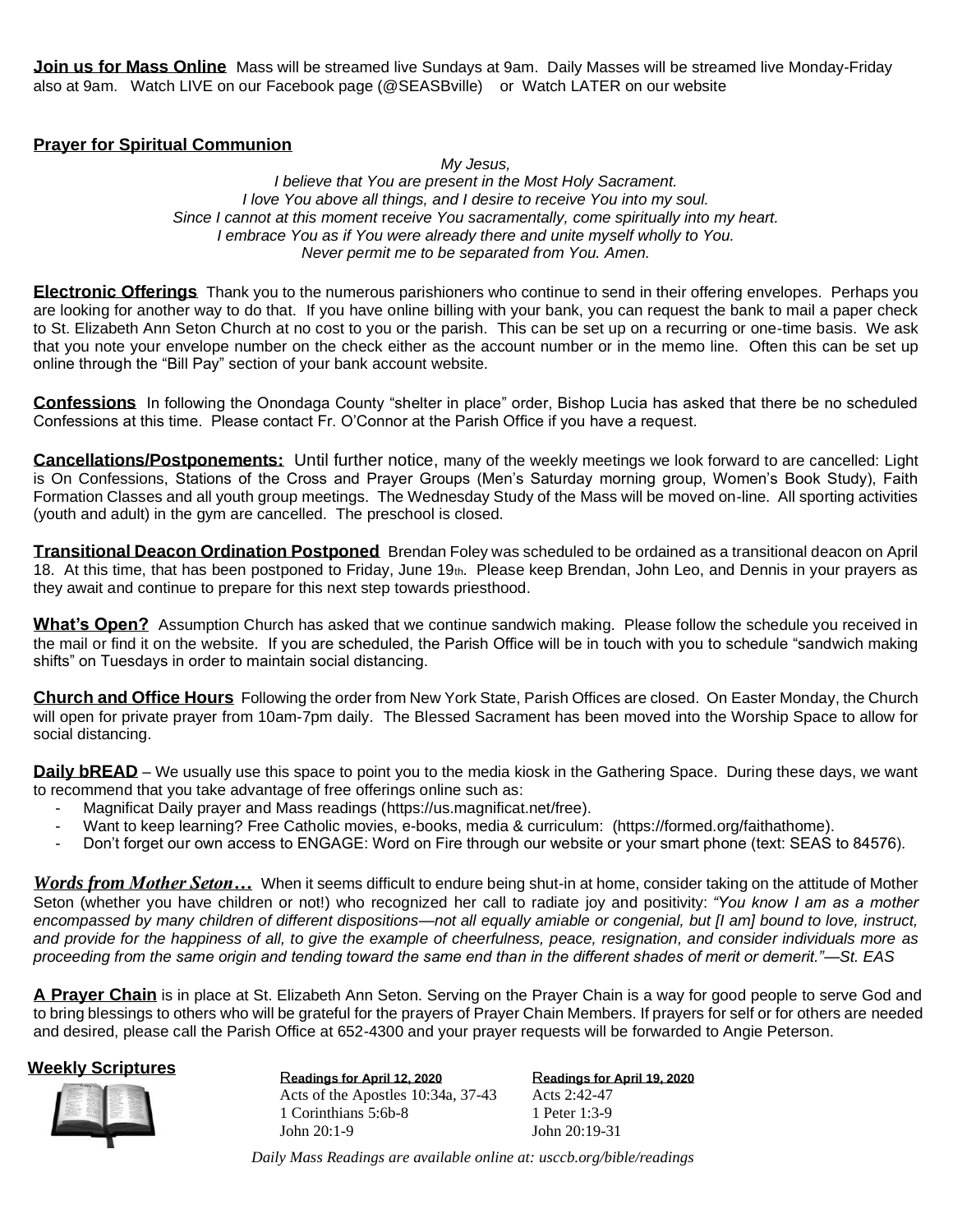**Join us for Mass Online** Mass will be streamed live Sundays at 9am. Daily Masses will be streamed live Monday-Friday also at 9am. Watch LIVE on our Facebook page (@SEASBville) or Watch LATER on our website

**Prayer for Spiritual Communion**

*My Jesus,*
*I believe that You are present in the Most Holy Sacrament.*
*I love You above all things, and I desire to receive You into my soul.*
*Since I cannot at this moment receive You sacramentally, come spiritually into my heart.*
*I embrace You as if You were already there and unite myself wholly to You.*
*Never permit me to be separated from You. Amen.*

**Electronic Offerings** Thank you to the numerous parishioners who continue to send in their offering envelopes. Perhaps you are looking for another way to do that. If you have online billing with your bank, you can request the bank to mail a paper check to St. Elizabeth Ann Seton Church at no cost to you or the parish. This can be set up on a recurring or one-time basis. We ask that you note your envelope number on the check either as the account number or in the memo line. Often this can be set up online through the "Bill Pay" section of your bank account website.

**Confessions** In following the Onondaga County "shelter in place" order, Bishop Lucia has asked that there be no scheduled Confessions at this time. Please contact Fr. O'Connor at the Parish Office if you have a request.

**Cancellations/Postponements:** Until further notice, many of the weekly meetings we look forward to are cancelled: Light is On Confessions, Stations of the Cross and Prayer Groups (Men's Saturday morning group, Women's Book Study), Faith Formation Classes and all youth group meetings. The Wednesday Study of the Mass will be moved on-line. All sporting activities (youth and adult) in the gym are cancelled. The preschool is closed.

**Transitional Deacon Ordination Postponed** Brendan Foley was scheduled to be ordained as a transitional deacon on April 18. At this time, that has been postponed to Friday, June 19th. Please keep Brendan, John Leo, and Dennis in your prayers as they await and continue to prepare for this next step towards priesthood.

**What's Open?** Assumption Church has asked that we continue sandwich making. Please follow the schedule you received in the mail or find it on the website. If you are scheduled, the Parish Office will be in touch with you to schedule "sandwich making shifts" on Tuesdays in order to maintain social distancing.

**Church and Office Hours** Following the order from New York State, Parish Offices are closed. On Easter Monday, the Church will open for private prayer from 10am-7pm daily. The Blessed Sacrament has been moved into the Worship Space to allow for social distancing.

**Daily bREAD** – We usually use this space to point you to the media kiosk in the Gathering Space. During these days, we want to recommend that you take advantage of free offerings online such as:

- Magnificat Daily prayer and Mass readings (https://us.magnificat.net/free).
- Want to keep learning? Free Catholic movies, e-books, media & curriculum: (https://formed.org/faithathome).
- Don't forget our own access to ENGAGE: Word on Fire through our website or your smart phone (text: SEAS to 84576).

***Words from Mother Seton…*** When it seems difficult to endure being shut-in at home, consider taking on the attitude of Mother Seton (whether you have children or not!) who recognized her call to radiate joy and positivity: *"You know I am as a mother encompassed by many children of different dispositions—not all equally amiable or congenial, but [I am] bound to love, instruct, and provide for the happiness of all, to give the example of cheerfulness, peace, resignation, and consider individuals more as proceeding from the same origin and tending toward the same end than in the different shades of merit or demerit."—St. EAS*

**A Prayer Chain** is in place at St. Elizabeth Ann Seton. Serving on the Prayer Chain is a way for good people to serve God and to bring blessings to others who will be grateful for the prayers of Prayer Chain Members. If prayers for self or for others are needed and desired, please call the Parish Office at 652-4300 and your prayer requests will be forwarded to Angie Peterson.

**Weekly Scriptures**

**Readings for April 12, 2020**
Acts of the Apostles 10:34a, 37-43
1 Corinthians 5:6b-8
John 20:1-9

**Readings for April 19, 2020**
Acts 2:42-47
1 Peter 1:3-9
John 20:19-31

*Daily Mass Readings are available online at: usccb.org/bible/readings*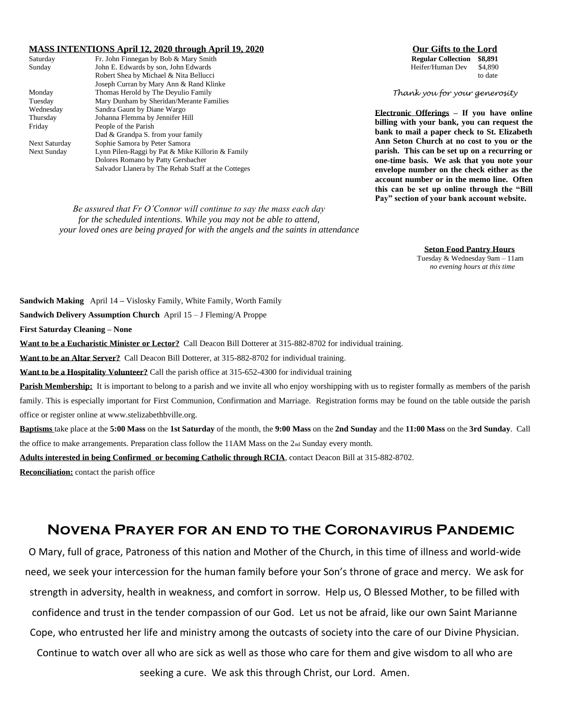**MASS INTENTIONS April 12, 2020 through April 19, 2020**

| | |
|---|---|
| Saturday | Fr. John Finnegan by Bob & Mary Smith |
| Sunday | John E. Edwards by son, John Edwards |
| | Robert Shea by Michael & Nita Bellucci |
| | Joseph Curran by Mary Ann & Rand Klinke |
| Monday | Thomas Herold by The Deyulio Family |
| Tuesday | Mary Dunham by Sheridan/Merante Families |
| Wednesday | Sandra Gaunt by Diane Wargo |
| Thursday | Johanna Flemma by Jennifer Hill |
| Friday | People of the Parish |
| | Dad & Grandpa S. from your family |
| Next Saturday | Sophie Samora by Peter Samora |
| Next Sunday | Lynn Pilen-Raggi by Pat & Mike Killorin & Family |
| | Dolores Romano by Patty Gersbacher |
| | Salvador Llanera by The Rehab Staff at the Cotteges |

*Be assured that Fr O'Connor will continue to say the mass each day for the scheduled intentions. While you may not be able to attend, your loved ones are being prayed for with the angels and the saints in attendance*

**Our Gifts to the Lord**

| | |
|---|---|
| **Regular Collection** | **$8,891** |
| Heifer/Human Dev | $4,890 to date |

*Thank you for your generosity*

**Electronic Offerings – If you have online billing with your bank, you can request the bank to mail a paper check to St. Elizabeth Ann Seton Church at no cost to you or the parish. This can be set up on a recurring or one-time basis. We ask that you note your envelope number on the check either as the account number or in the memo line. Often this can be set up online through the "Bill Pay" section of your bank account website.**

**Seton Food Pantry Hours**
Tuesday & Wednesday 9am – 11am
*no evening hours at this time*

**Sandwich Making** April 14 – Vislosky Family, White Family, Worth Family

**Sandwich Delivery Assumption Church** April 15 – J Fleming/A Proppe

**First Saturday Cleaning – None**

**Want to be a Eucharistic Minister or Lector?** Call Deacon Bill Dotterer at 315-882-8702 for individual training.

**Want to be an Altar Server?** Call Deacon Bill Dotterer, at 315-882-8702 for individual training.

**Want to be a Hospitality Volunteer?** Call the parish office at 315-652-4300 for individual training

**Parish Membership:** It is important to belong to a parish and we invite all who enjoy worshipping with us to register formally as members of the parish family. This is especially important for First Communion, Confirmation and Marriage. Registration forms may be found on the table outside the parish office or register online at www.stelizabethbville.org.

**Baptisms** take place at the **5:00 Mass** on the **1st Saturday** of the month, the **9:00 Mass** on the **2nd Sunday** and the **11:00 Mass** on the **3rd Sunday**. Call the office to make arrangements. Preparation class follow the 11AM Mass on the 2nd Sunday every month.

**Adults interested in being Confirmed or becoming Catholic through RCIA**, contact Deacon Bill at 315-882-8702.

**Reconciliation:** contact the parish office

## Novena Prayer for an end to the Coronavirus Pandemic

O Mary, full of grace, Patroness of this nation and Mother of the Church, in this time of illness and world-wide need, we seek your intercession for the human family before your Son's throne of grace and mercy. We ask for strength in adversity, health in weakness, and comfort in sorrow. Help us, O Blessed Mother, to be filled with confidence and trust in the tender compassion of our God. Let us not be afraid, like our own Saint Marianne Cope, who entrusted her life and ministry among the outcasts of society into the care of our Divine Physician. Continue to watch over all who are sick as well as those who care for them and give wisdom to all who are seeking a cure. We ask this through Christ, our Lord. Amen.